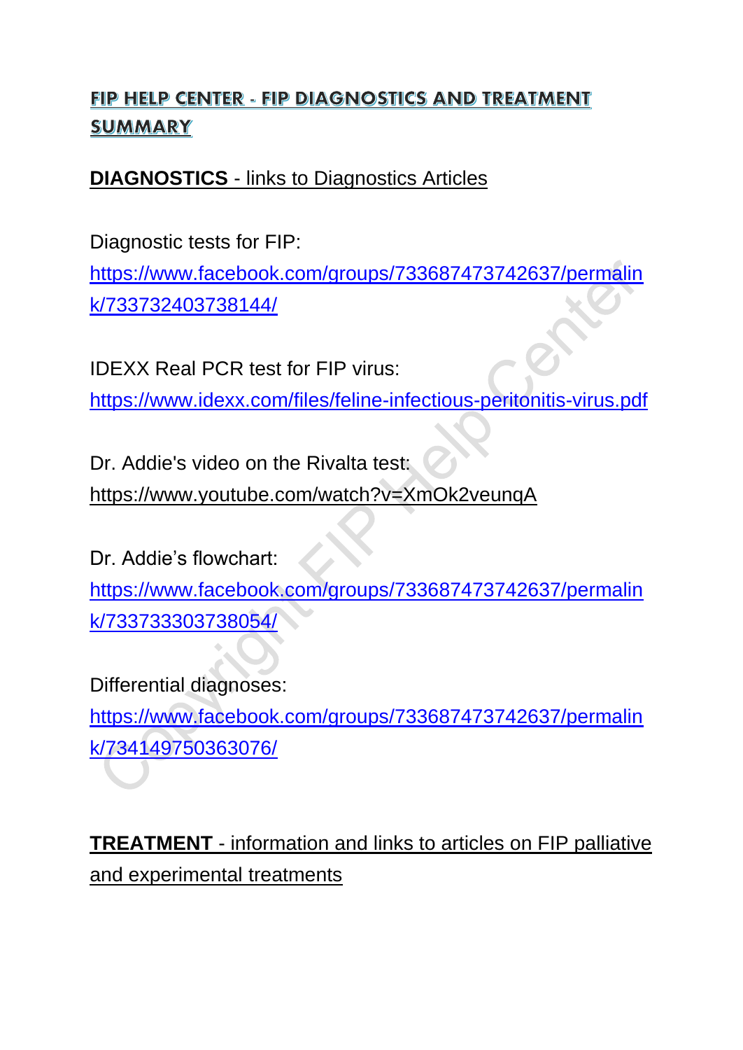# FIP HELP CENTER - FIP DIAGNOSTICS AND TREATMENT SUMMARY

## **DIAGNOSTICS** - links to Diagnostics Articles

Diagnostic tests for FIP:
https://www.facebook.com/groups/733687473742637/permalink/733732403738144/

IDEXX Real PCR test for FIP virus:
https://www.idexx.com/files/feline-infectious-peritonitis-virus.pdf

Dr. Addie's video on the Rivalta test:
https://www.youtube.com/watch?v=XmOk2veunqA

Dr. Addie's flowchart:
https://www.facebook.com/groups/733687473742637/permalink/733733303738054/

Differential diagnoses:
https://www.facebook.com/groups/733687473742637/permalink/734149750363076/

## **TREATMENT** - information and links to articles on FIP palliative and experimental treatments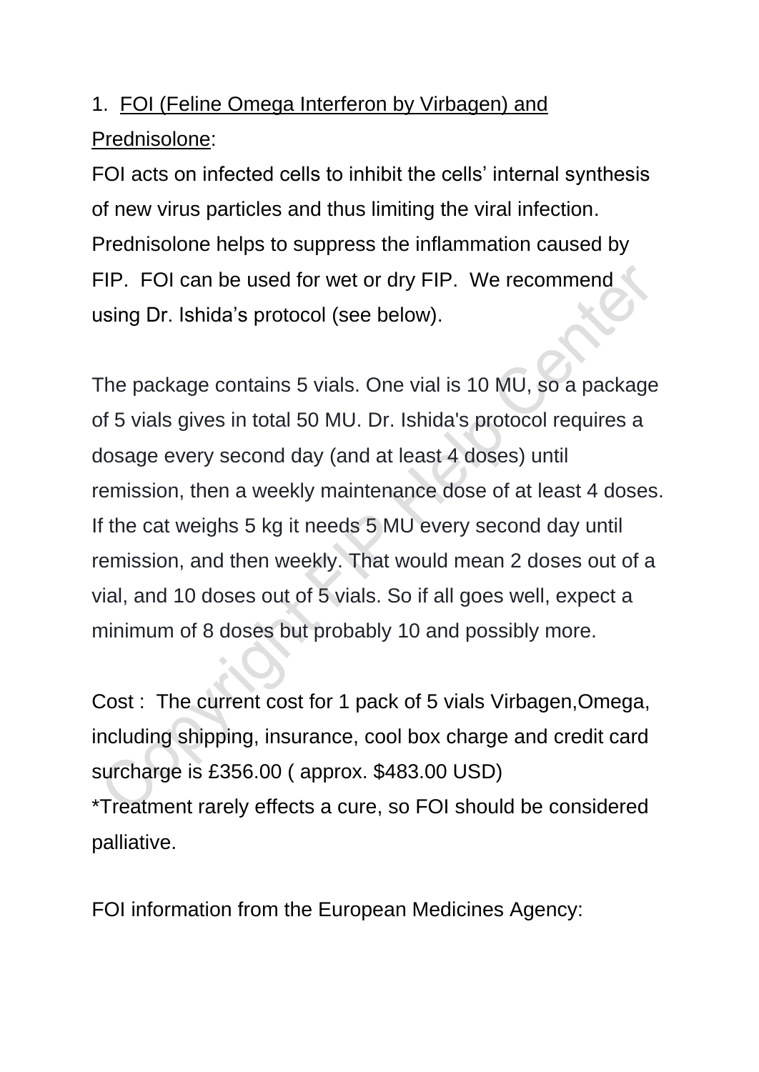1. <u>FOI (Feline Omega Interferon by Virbagen) and Prednisolone</u>:

FOI acts on infected cells to inhibit the cells' internal synthesis of new virus particles and thus limiting the viral infection. Prednisolone helps to suppress the inflammation caused by FIP. FOI can be used for wet or dry FIP. We recommend using Dr. Ishida's protocol (see below).

The package contains 5 vials. One vial is 10 MU, so a package of 5 vials gives in total 50 MU. Dr. Ishida's protocol requires a dosage every second day (and at least 4 doses) until remission, then a weekly maintenance dose of at least 4 doses. If the cat weighs 5 kg it needs 5 MU every second day until remission, and then weekly. That would mean 2 doses out of a vial, and 10 doses out of 5 vials. So if all goes well, expect a minimum of 8 doses but probably 10 and possibly more.

Cost : The current cost for 1 pack of 5 vials Virbagen,Omega, including shipping, insurance, cool box charge and credit card surcharge is £356.00 ( approx. $483.00 USD)

*Treatment rarely effects a cure, so FOI should be considered palliative.

FOI information from the European Medicines Agency: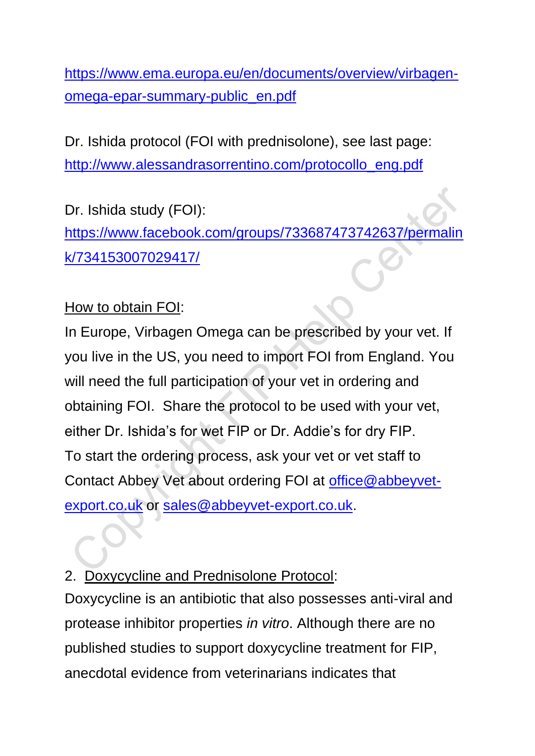https://www.ema.europa.eu/en/documents/overview/virbagen-omega-epar-summary-public_en.pdf

Dr. Ishida protocol (FOI with prednisolone), see last page: http://www.alessandrasorrentino.com/protocollo_eng.pdf

Dr. Ishida study (FOI): https://www.facebook.com/groups/733687473742637/permalink/734153007029417/

How to obtain FOI:

In Europe, Virbagen Omega can be prescribed by your vet. If you live in the US, you need to import FOI from England. You will need the full participation of your vet in ordering and obtaining FOI. Share the protocol to be used with your vet, either Dr. Ishida's for wet FIP or Dr. Addie's for dry FIP. To start the ordering process, ask your vet or vet staff to Contact Abbey Vet about ordering FOI at office@abbeyvet-export.co.uk or sales@abbeyvet-export.co.uk.

2. Doxycycline and Prednisolone Protocol:

Doxycycline is an antibiotic that also possesses anti-viral and protease inhibitor properties *in vitro*. Although there are no published studies to support doxycycline treatment for FIP, anecdotal evidence from veterinarians indicates that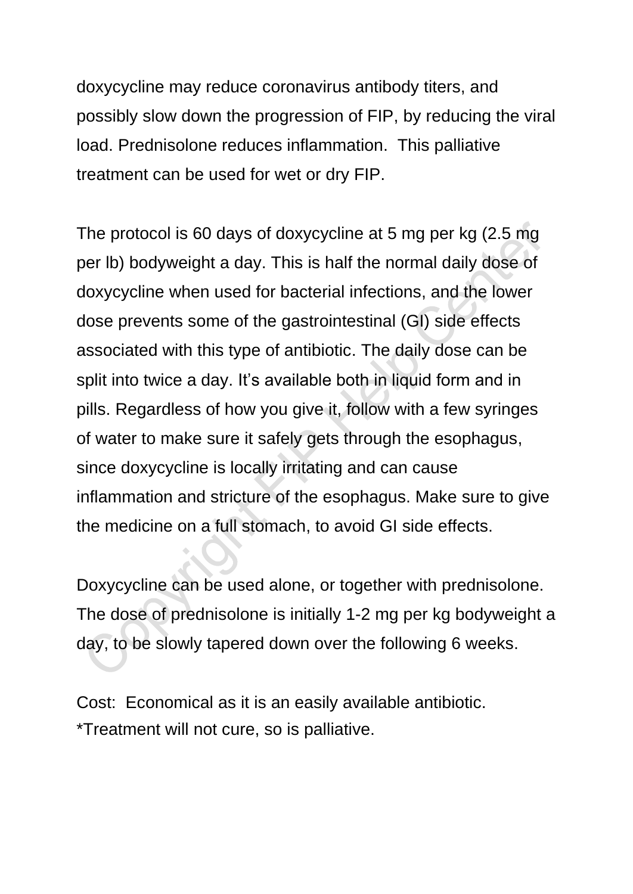doxycycline may reduce coronavirus antibody titers, and possibly slow down the progression of FIP, by reducing the viral load. Prednisolone reduces inflammation. This palliative treatment can be used for wet or dry FIP.

The protocol is 60 days of doxycycline at 5 mg per kg (2.5 mg per lb) bodyweight a day. This is half the normal daily dose of doxycycline when used for bacterial infections, and the lower dose prevents some of the gastrointestinal (GI) side effects associated with this type of antibiotic. The daily dose can be split into twice a day. It's available both in liquid form and in pills. Regardless of how you give it, follow with a few syringes of water to make sure it safely gets through the esophagus, since doxycycline is locally irritating and can cause inflammation and stricture of the esophagus. Make sure to give the medicine on a full stomach, to avoid GI side effects.

Doxycycline can be used alone, or together with prednisolone. The dose of prednisolone is initially 1-2 mg per kg bodyweight a day, to be slowly tapered down over the following 6 weeks.

Cost: Economical as it is an easily available antibiotic.
*Treatment will not cure, so is palliative.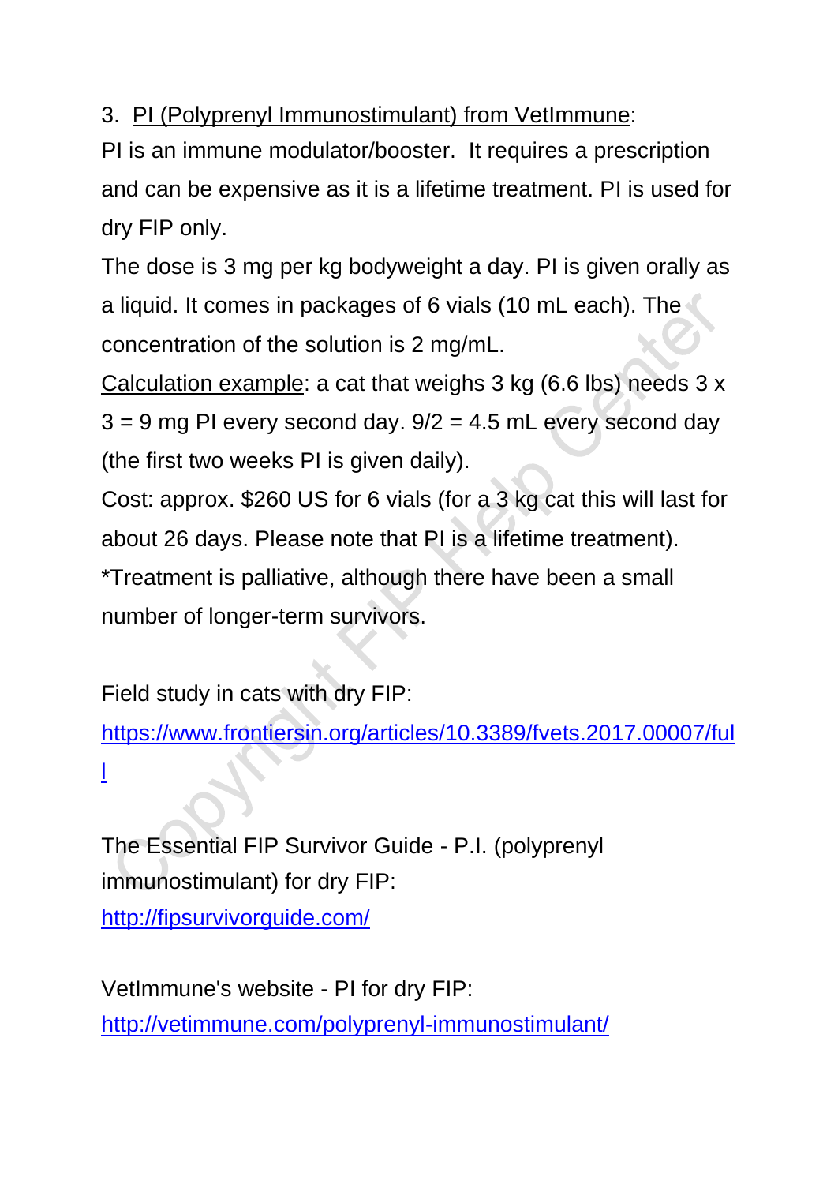3. PI (Polyprenyl Immunostimulant) from VetImmune:

PI is an immune modulator/booster. It requires a prescription and can be expensive as it is a lifetime treatment. PI is used for dry FIP only.

The dose is 3 mg per kg bodyweight a day. PI is given orally as a liquid. It comes in packages of 6 vials (10 mL each). The concentration of the solution is 2 mg/mL.

Calculation example: a cat that weighs 3 kg (6.6 lbs) needs 3 x 3 = 9 mg PI every second day. 9/2 = 4.5 mL every second day (the first two weeks PI is given daily).

Cost: approx. $260 US for 6 vials (for a 3 kg cat this will last for about 26 days. Please note that PI is a lifetime treatment).

*Treatment is palliative, although there have been a small number of longer-term survivors.

Field study in cats with dry FIP:
https://www.frontiersin.org/articles/10.3389/fvets.2017.00007/full

The Essential FIP Survivor Guide - P.I. (polyprenyl immunostimulant) for dry FIP:
http://fipsurvivorguide.com/

VetImmune's website - PI for dry FIP:
http://vetimmune.com/polyprenyl-immunostimulant/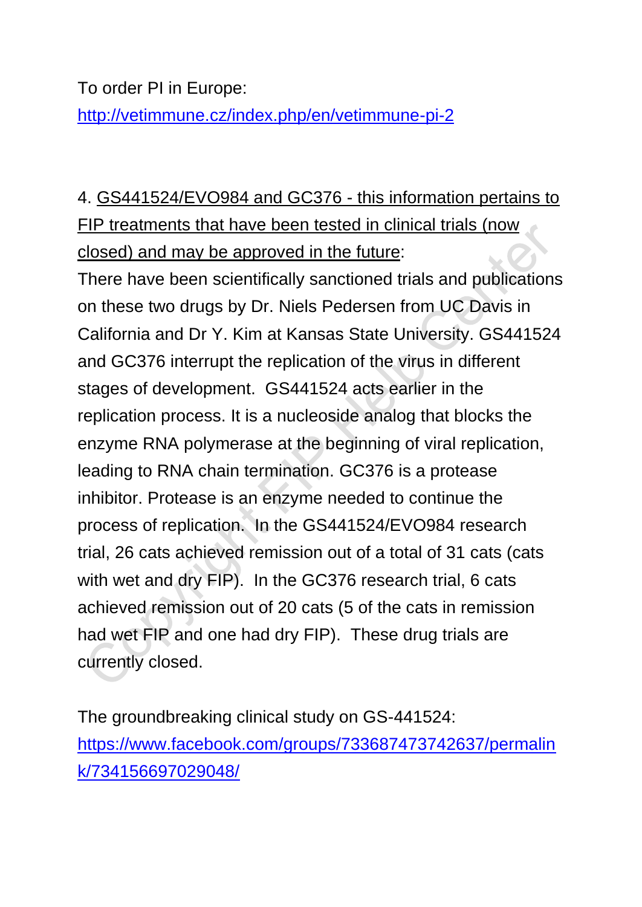To order PI in Europe:
http://vetimmune.cz/index.php/en/vetimmune-pi-2

4. GS441524/EVO984 and GC376 - this information pertains to FIP treatments that have been tested in clinical trials (now closed) and may be approved in the future:

There have been scientifically sanctioned trials and publications on these two drugs by Dr. Niels Pedersen from UC Davis in California and Dr Y. Kim at Kansas State University. GS441524 and GC376 interrupt the replication of the virus in different stages of development. GS441524 acts earlier in the replication process. It is a nucleoside analog that blocks the enzyme RNA polymerase at the beginning of viral replication, leading to RNA chain termination. GC376 is a protease inhibitor. Protease is an enzyme needed to continue the process of replication. In the GS441524/EVO984 research trial, 26 cats achieved remission out of a total of 31 cats (cats with wet and dry FIP). In the GC376 research trial, 6 cats achieved remission out of 20 cats (5 of the cats in remission had wet FIP and one had dry FIP). These drug trials are currently closed.

The groundbreaking clinical study on GS-441524:
https://www.facebook.com/groups/733687473742637/permalink/734156697029048/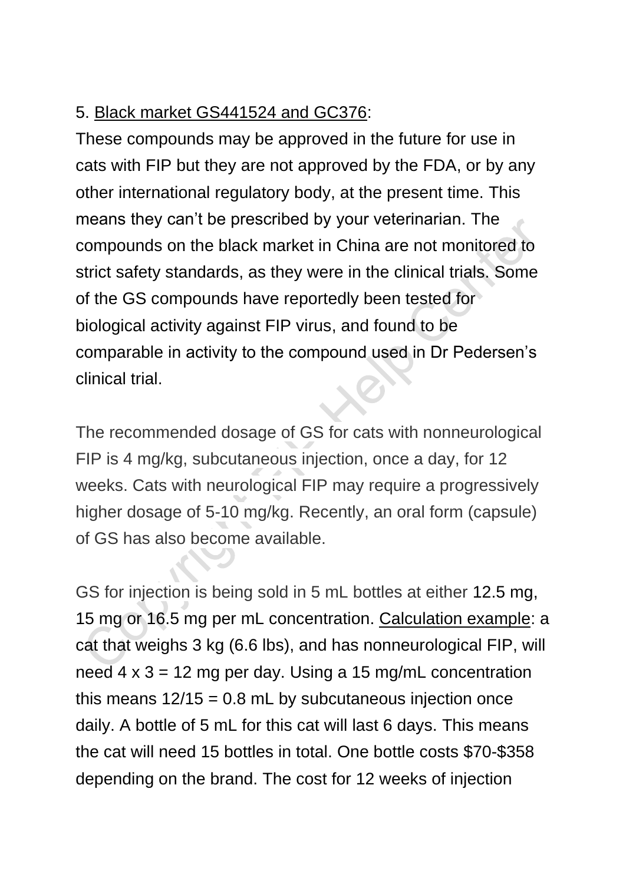5. Black market GS441524 and GC376:

These compounds may be approved in the future for use in cats with FIP but they are not approved by the FDA, or by any other international regulatory body, at the present time. This means they can't be prescribed by your veterinarian. The compounds on the black market in China are not monitored to strict safety standards, as they were in the clinical trials. Some of the GS compounds have reportedly been tested for biological activity against FIP virus, and found to be comparable in activity to the compound used in Dr Pedersen's clinical trial.

The recommended dosage of GS for cats with nonneurological FIP is 4 mg/kg, subcutaneous injection, once a day, for 12 weeks. Cats with neurological FIP may require a progressively higher dosage of 5-10 mg/kg. Recently, an oral form (capsule) of GS has also become available.

GS for injection is being sold in 5 mL bottles at either 12.5 mg, 15 mg or 16.5 mg per mL concentration. Calculation example: a cat that weighs 3 kg (6.6 lbs), and has nonneurological FIP, will need 4 x 3 = 12 mg per day. Using a 15 mg/mL concentration this means 12/15 = 0.8 mL by subcutaneous injection once daily. A bottle of 5 mL for this cat will last 6 days. This means the cat will need 15 bottles in total. One bottle costs $70-$358 depending on the brand. The cost for 12 weeks of injection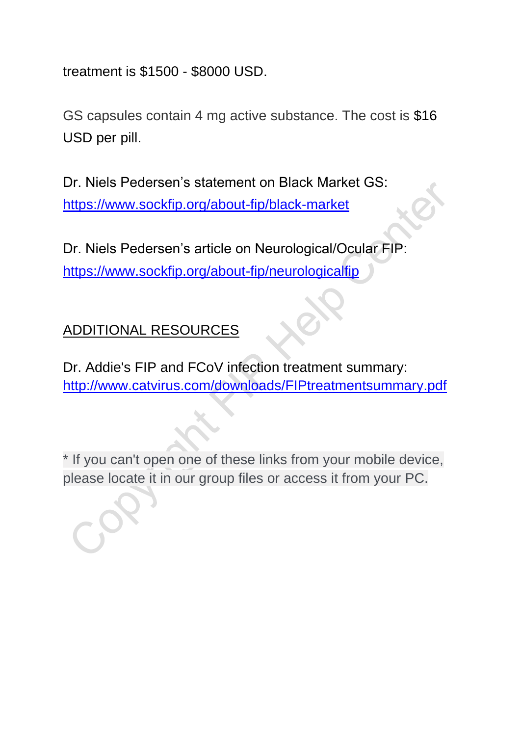treatment is $1500 - $8000 USD.

GS capsules contain 4 mg active substance. The cost is $16 USD per pill.

Dr. Niels Pedersen's statement on Black Market GS: https://www.sockfip.org/about-fip/black-market

Dr. Niels Pedersen's article on Neurological/Ocular FIP: https://www.sockfip.org/about-fip/neurologicalfip

## ADDITIONAL RESOURCES

Dr. Addie's FIP and FCoV infection treatment summary: http://www.catvirus.com/downloads/FIPtreatmentsummary.pdf

* If you can't open one of these links from your mobile device, please locate it in our group files or access it from your PC.